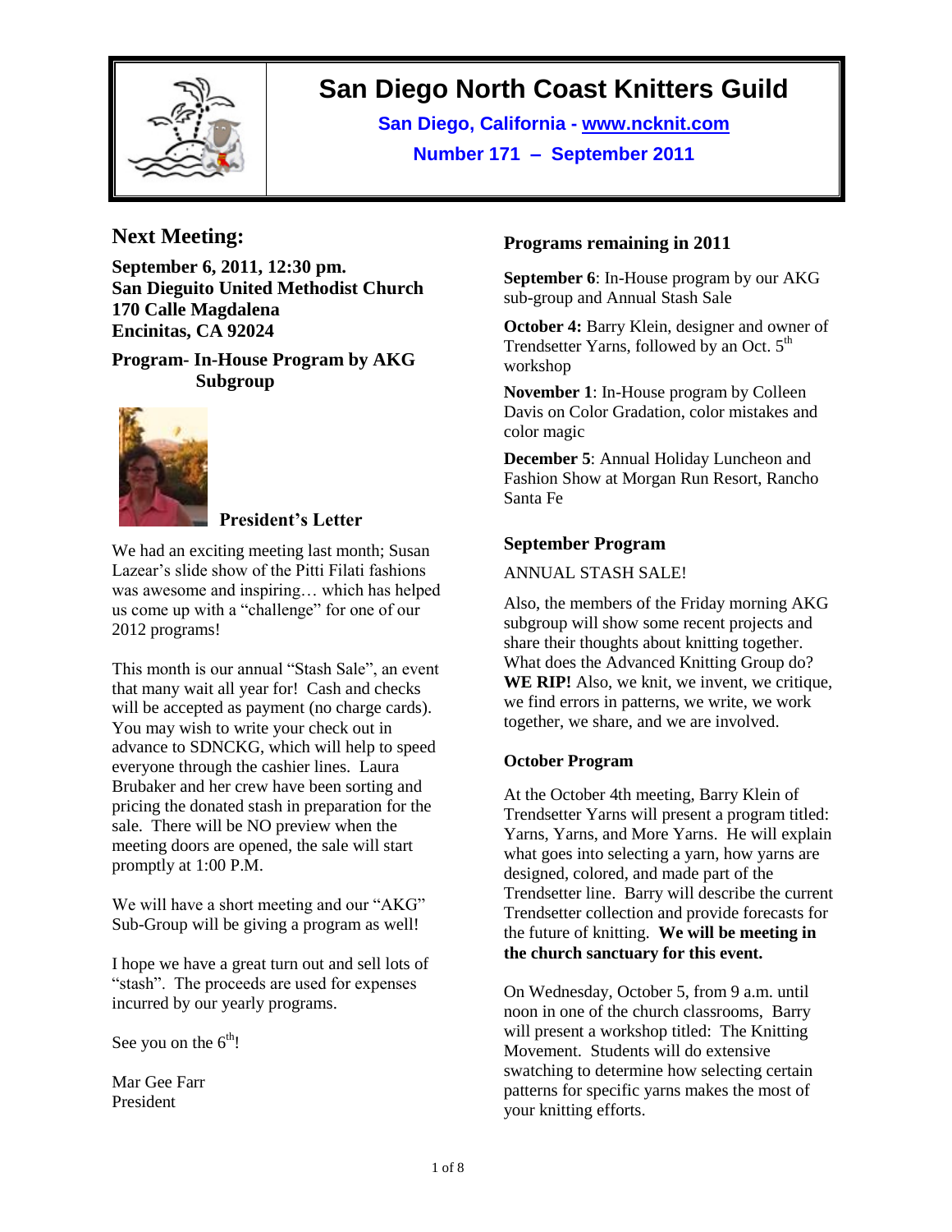# San Diego North Coast Knitters Guild

**San Diego, California - www.ncknit.com**

**Number 171 – September 2011**

## Next Meeting:

**September 6, 2011, 12:30 pm.**
**San Dieguito United Methodist Church**
**170 Calle Magdalena**
**Encinitas, CA 92024**

**Program- In-House Program by AKG Subgroup**

### President's Letter

We had an exciting meeting last month; Susan Lazear's slide show of the Pitti Filati fashions was awesome and inspiring… which has helped us come up with a "challenge" for one of our 2012 programs!

This month is our annual "Stash Sale", an event that many wait all year for! Cash and checks will be accepted as payment (no charge cards). You may wish to write your check out in advance to SDNCKG, which will help to speed everyone through the cashier lines. Laura Brubaker and her crew have been sorting and pricing the donated stash in preparation for the sale. There will be NO preview when the meeting doors are opened, the sale will start promptly at 1:00 P.M.

We will have a short meeting and our "AKG" Sub-Group will be giving a program as well!

I hope we have a great turn out and sell lots of "stash". The proceeds are used for expenses incurred by our yearly programs.

See you on the 6th!

Mar Gee Farr
President

## Programs remaining in 2011

**September 6**: In-House program by our AKG sub-group and Annual Stash Sale

**October 4:** Barry Klein, designer and owner of Trendsetter Yarns, followed by an Oct. 5th workshop

**November 1**: In-House program by Colleen Davis on Color Gradation, color mistakes and color magic

**December 5**: Annual Holiday Luncheon and Fashion Show at Morgan Run Resort, Rancho Santa Fe

## September Program

ANNUAL STASH SALE!

Also, the members of the Friday morning AKG subgroup will show some recent projects and share their thoughts about knitting together. What does the Advanced Knitting Group do? **WE RIP!** Also, we knit, we invent, we critique, we find errors in patterns, we write, we work together, we share, and we are involved.

### October Program

At the October 4th meeting, Barry Klein of Trendsetter Yarns will present a program titled: Yarns, Yarns, and More Yarns. He will explain what goes into selecting a yarn, how yarns are designed, colored, and made part of the Trendsetter line. Barry will describe the current Trendsetter collection and provide forecasts for the future of knitting. **We will be meeting in the church sanctuary for this event.**

On Wednesday, October 5, from 9 a.m. until noon in one of the church classrooms, Barry will present a workshop titled: The Knitting Movement. Students will do extensive swatching to determine how selecting certain patterns for specific yarns makes the most of your knitting efforts.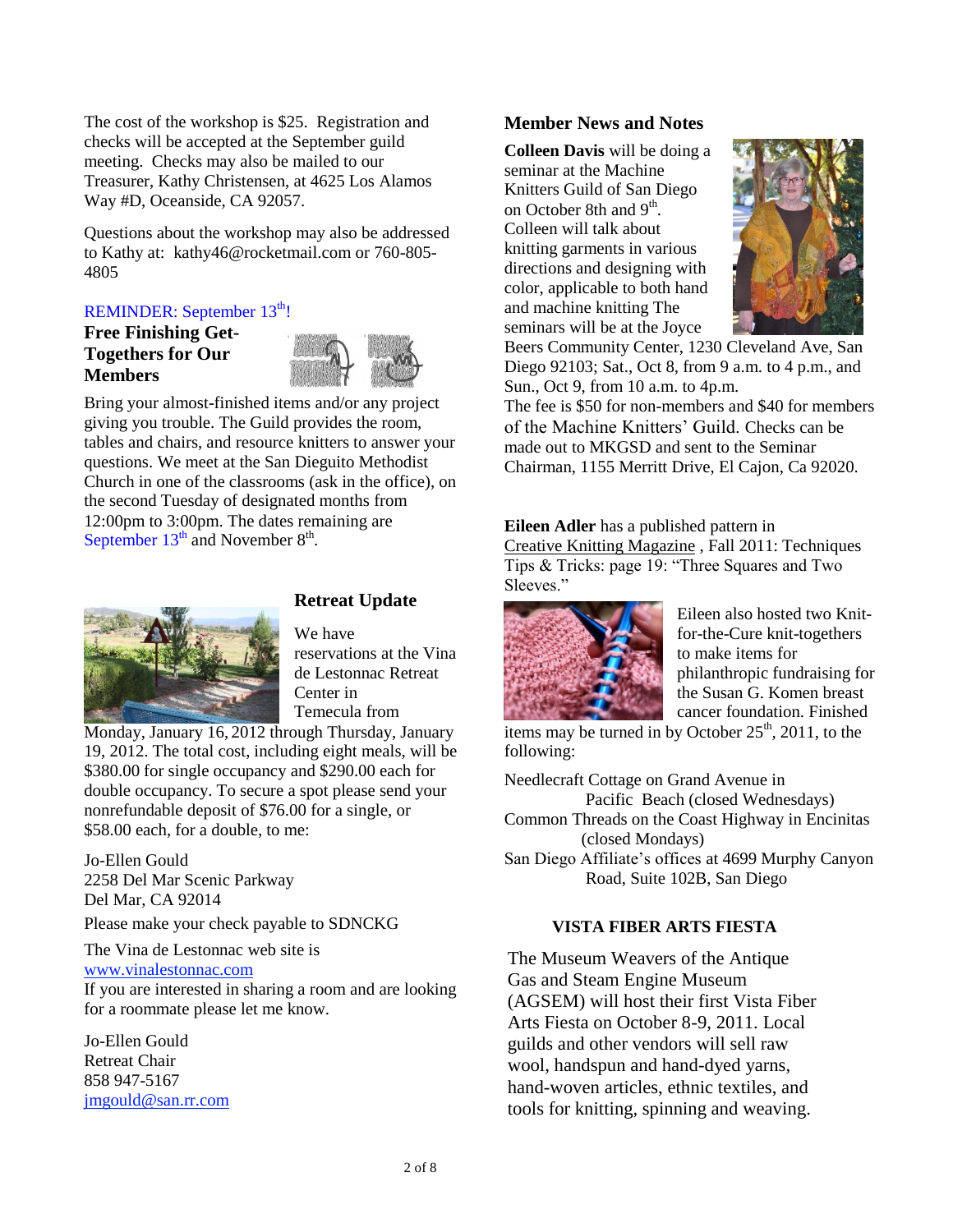The cost of the workshop is $25. Registration and checks will be accepted at the September guild meeting. Checks may also be mailed to our Treasurer, Kathy Christensen, at 4625 Los Alamos Way #D, Oceanside, CA 92057.

Questions about the workshop may also be addressed to Kathy at: kathy46@rocketmail.com or 760-805-4805

REMINDER: September 13th!

## Free Finishing Get-Togethers for Our Members

Bring your almost-finished items and/or any project giving you trouble. The Guild provides the room, tables and chairs, and resource knitters to answer your questions. We meet at the San Dieguito Methodist Church in one of the classrooms (ask in the office), on the second Tuesday of designated months from 12:00pm to 3:00pm. The dates remaining are September 13th and November 8th.

## Retreat Update

We have reservations at the Vina de Lestonnac Retreat Center in Temecula from Monday, January 16, 2012 through Thursday, January 19, 2012. The total cost, including eight meals, will be $380.00 for single occupancy and $290.00 each for double occupancy. To secure a spot please send your nonrefundable deposit of $76.00 for a single, or $58.00 each, for a double, to me:

Jo-Ellen Gould
2258 Del Mar Scenic Parkway
Del Mar, CA 92014

Please make your check payable to SDNCKG

The Vina de Lestonnac web site is
www.vinalestonnac.com
If you are interested in sharing a room and are looking for a roommate please let me know.

Jo-Ellen Gould
Retreat Chair
858 947-5167
jmgould@san.rr.com

## Member News and Notes

**Colleen Davis** will be doing a seminar at the Machine Knitters Guild of San Diego on October 8th and 9th. Colleen will talk about knitting garments in various directions and designing with color, applicable to both hand and machine knitting The seminars will be at the Joyce Beers Community Center, 1230 Cleveland Ave, San Diego 92103; Sat., Oct 8, from 9 a.m. to 4 p.m., and Sun., Oct 9, from 10 a.m. to 4p.m.
The fee is $50 for non-members and $40 for members of the Machine Knitters' Guild. Checks can be made out to MKGSD and sent to the Seminar Chairman, 1155 Merritt Drive, El Cajon, Ca 92020.

**Eileen Adler** has a published pattern in Creative Knitting Magazine , Fall 2011: Techniques Tips & Tricks: page 19: "Three Squares and Two Sleeves."

Eileen also hosted two Knit-for-the-Cure knit-togethers to make items for philanthropic fundraising for the Susan G. Komen breast cancer foundation. Finished items may be turned in by October 25th, 2011, to the following:

Needlecraft Cottage on Grand Avenue in Pacific Beach (closed Wednesdays)
Common Threads on the Coast Highway in Encinitas (closed Mondays)
San Diego Affiliate's offices at 4699 Murphy Canyon Road, Suite 102B, San Diego

## VISTA FIBER ARTS FIESTA

The Museum Weavers of the Antique Gas and Steam Engine Museum (AGSEM) will host their first Vista Fiber Arts Fiesta on October 8-9, 2011. Local guilds and other vendors will sell raw wool, handspun and hand-dyed yarns, hand-woven articles, ethnic textiles, and tools for knitting, spinning and weaving.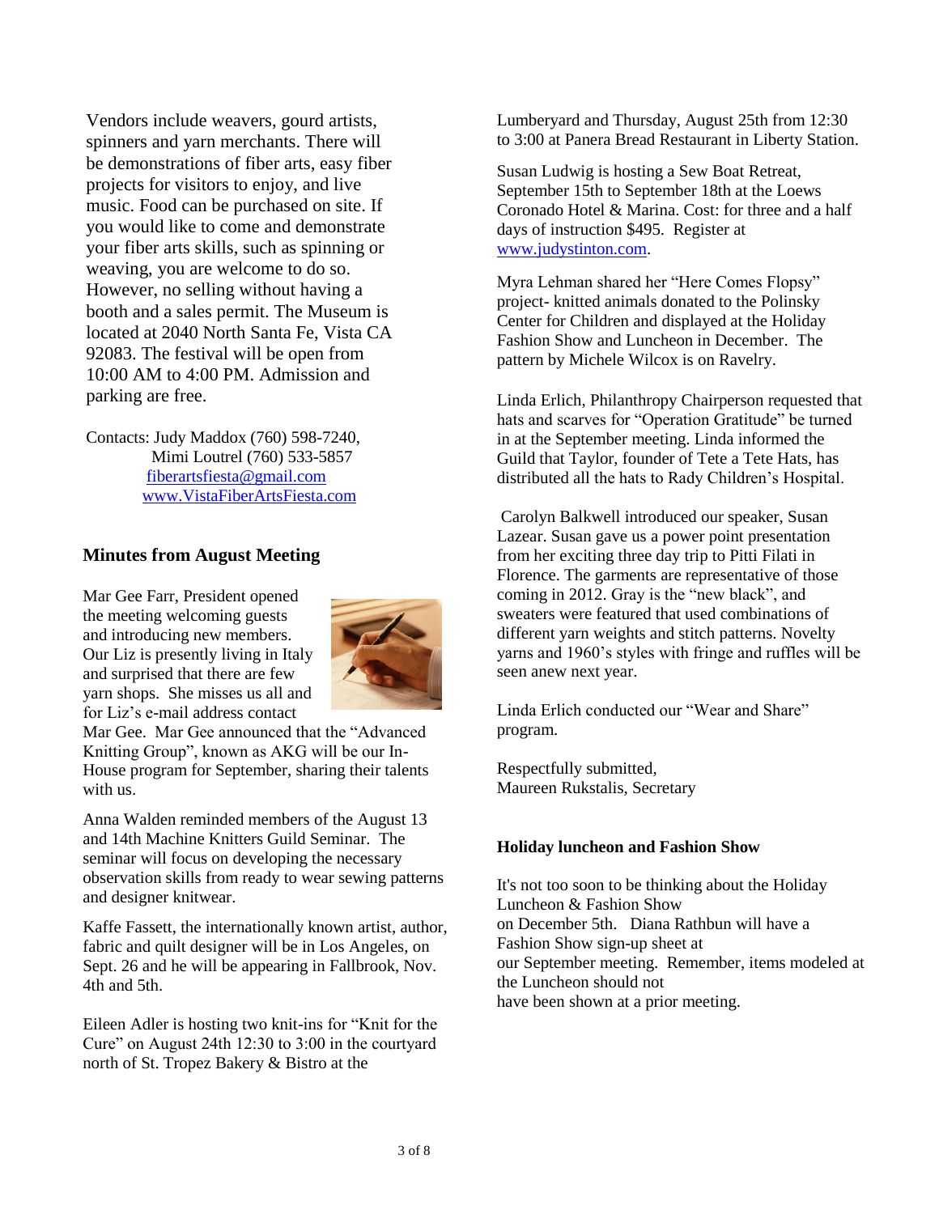Vendors include weavers, gourd artists, spinners and yarn merchants. There will be demonstrations of fiber arts, easy fiber projects for visitors to enjoy, and live music. Food can be purchased on site. If you would like to come and demonstrate your fiber arts skills, such as spinning or weaving, you are welcome to do so. However, no selling without having a booth and a sales permit. The Museum is located at 2040 North Santa Fe, Vista CA 92083. The festival will be open from 10:00 AM to 4:00 PM. Admission and parking are free.

Contacts: Judy Maddox (760) 598-7240,
Mimi Loutrel (760) 533-5857
fiberartsfiesta@gmail.com
www.VistaFiberArtsFiesta.com

## Minutes from August Meeting

Mar Gee Farr, President opened the meeting welcoming guests and introducing new members. Our Liz is presently living in Italy and surprised that there are few yarn shops. She misses us all and for Liz's e-mail address contact Mar Gee. Mar Gee announced that the "Advanced Knitting Group", known as AKG will be our In-House program for September, sharing their talents with us.

Anna Walden reminded members of the August 13 and 14th Machine Knitters Guild Seminar. The seminar will focus on developing the necessary observation skills from ready to wear sewing patterns and designer knitwear.

Kaffe Fassett, the internationally known artist, author, fabric and quilt designer will be in Los Angeles, on Sept. 26 and he will be appearing in Fallbrook, Nov. 4th and 5th.

Eileen Adler is hosting two knit-ins for "Knit for the Cure" on August 24th 12:30 to 3:00 in the courtyard north of St. Tropez Bakery & Bistro at the Lumberyard and Thursday, August 25th from 12:30 to 3:00 at Panera Bread Restaurant in Liberty Station.

Susan Ludwig is hosting a Sew Boat Retreat, September 15th to September 18th at the Loews Coronado Hotel & Marina. Cost: for three and a half days of instruction $495. Register at www.judystinton.com.

Myra Lehman shared her "Here Comes Flopsy" project- knitted animals donated to the Polinsky Center for Children and displayed at the Holiday Fashion Show and Luncheon in December. The pattern by Michele Wilcox is on Ravelry.

Linda Erlich, Philanthropy Chairperson requested that hats and scarves for "Operation Gratitude" be turned in at the September meeting. Linda informed the Guild that Taylor, founder of Tete a Tete Hats, has distributed all the hats to Rady Children's Hospital.

Carolyn Balkwell introduced our speaker, Susan Lazear. Susan gave us a power point presentation from her exciting three day trip to Pitti Filati in Florence. The garments are representative of those coming in 2012. Gray is the "new black", and sweaters were featured that used combinations of different yarn weights and stitch patterns. Novelty yarns and 1960's styles with fringe and ruffles will be seen anew next year.

Linda Erlich conducted our "Wear and Share" program.

Respectfully submitted,
Maureen Rukstalis, Secretary

### Holiday luncheon and Fashion Show

It's not too soon to be thinking about the Holiday Luncheon & Fashion Show on December 5th. Diana Rathbun will have a Fashion Show sign-up sheet at our September meeting. Remember, items modeled at the Luncheon should not have been shown at a prior meeting.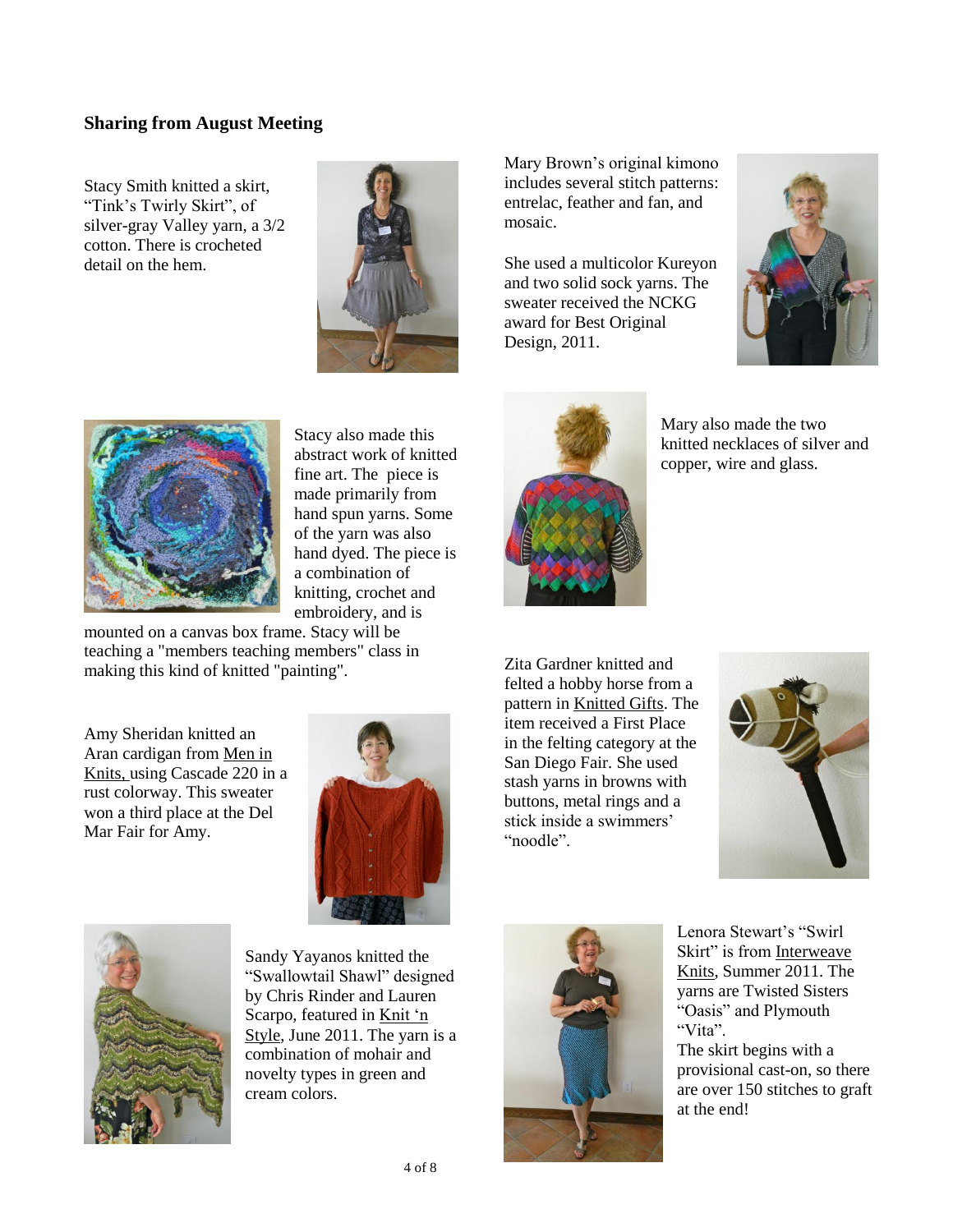## Sharing from August Meeting

Stacy Smith knitted a skirt, "Tink's Twirly Skirt", of silver-gray Valley yarn, a 3/2 cotton. There is crocheted detail on the hem.

Stacy also made this abstract work of knitted fine art. The piece is made primarily from hand spun yarns. Some of the yarn was also hand dyed. The piece is a combination of knitting, crochet and embroidery, and is mounted on a canvas box frame. Stacy will be teaching a "members teaching members" class in making this kind of knitted "painting".

Amy Sheridan knitted an Aran cardigan from Men in Knits, using Cascade 220 in a rust colorway. This sweater won a third place at the Del Mar Fair for Amy.

Sandy Yayanos knitted the "Swallowtail Shawl" designed by Chris Rinder and Lauren Scarpo, featured in Knit 'n Style, June 2011. The yarn is a combination of mohair and novelty types in green and cream colors.

Mary Brown's original kimono includes several stitch patterns: entrelac, feather and fan, and mosaic.

She used a multicolor Kureyon and two solid sock yarns. The sweater received the NCKG award for Best Original Design, 2011.

Mary also made the two knitted necklaces of silver and copper, wire and glass.

Zita Gardner knitted and felted a hobby horse from a pattern in Knitted Gifts. The item received a First Place in the felting category at the San Diego Fair. She used stash yarns in browns with buttons, metal rings and a stick inside a swimmers' "noodle".

Lenora Stewart's "Swirl Skirt" is from Interweave Knits, Summer 2011. The yarns are Twisted Sisters "Oasis" and Plymouth "Vita".
The skirt begins with a provisional cast-on, so there are over 150 stitches to graft at the end!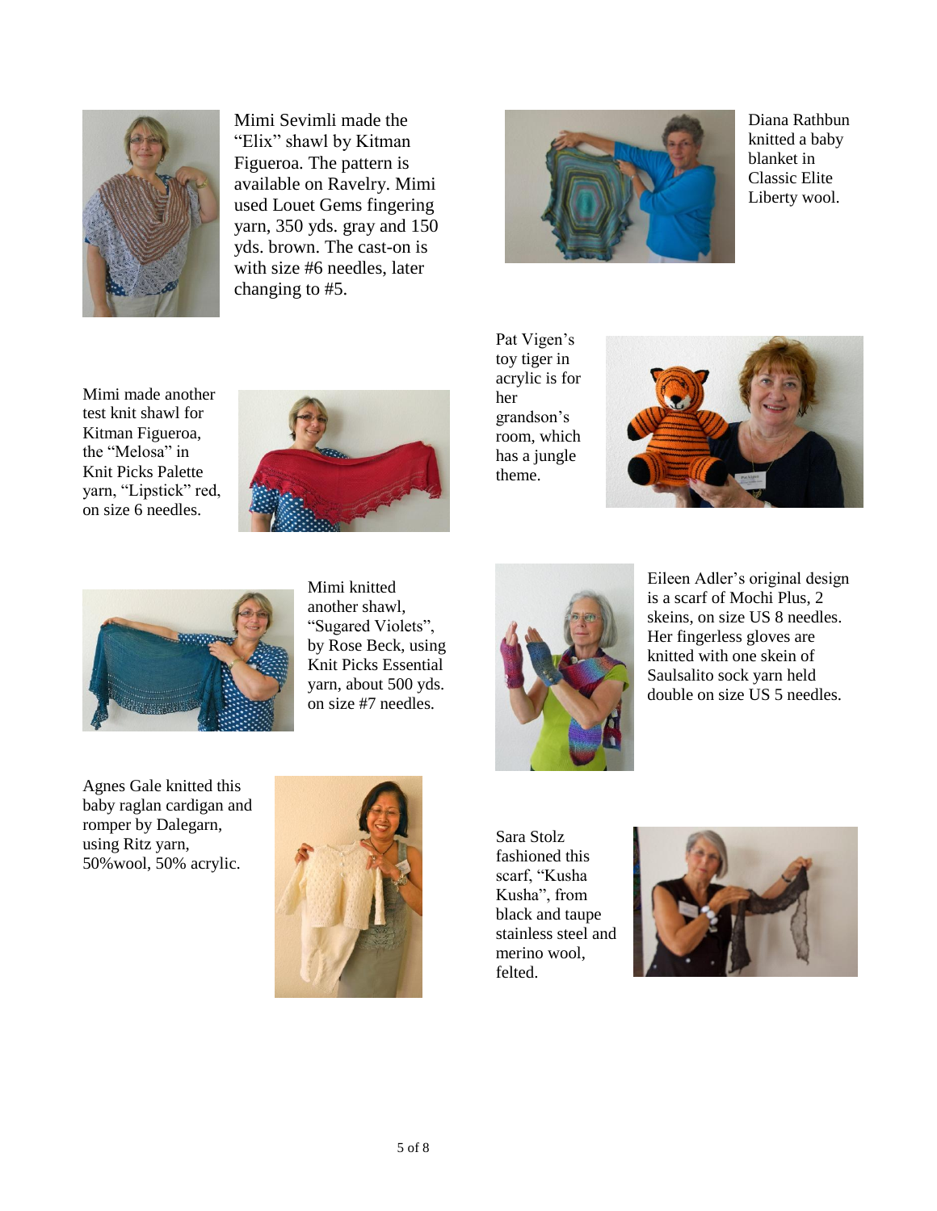Mimi Sevimli made the "Elix" shawl by Kitman Figueroa. The pattern is available on Ravelry. Mimi used Louet Gems fingering yarn, 350 yds. gray and 150 yds. brown. The cast-on is with size #6 needles, later changing to #5.

Diana Rathbun knitted a baby blanket in Classic Elite Liberty wool.

Mimi made another test knit shawl for Kitman Figueroa, the "Melosa" in Knit Picks Palette yarn, "Lipstick" red, on size 6 needles.

Pat Vigen's toy tiger in acrylic is for her grandson's room, which has a jungle theme.

Mimi knitted another shawl, "Sugared Violets", by Rose Beck, using Knit Picks Essential yarn, about 500 yds. on size #7 needles.

Eileen Adler's original design is a scarf of Mochi Plus, 2 skeins, on size US 8 needles. Her fingerless gloves are knitted with one skein of Saulsalito sock yarn held double on size US 5 needles.

Agnes Gale knitted this baby raglan cardigan and romper by Dalegarn, using Ritz yarn, 50%wool, 50% acrylic.

Sara Stolz fashioned this scarf, "Kusha Kusha", from black and taupe stainless steel and merino wool, felted.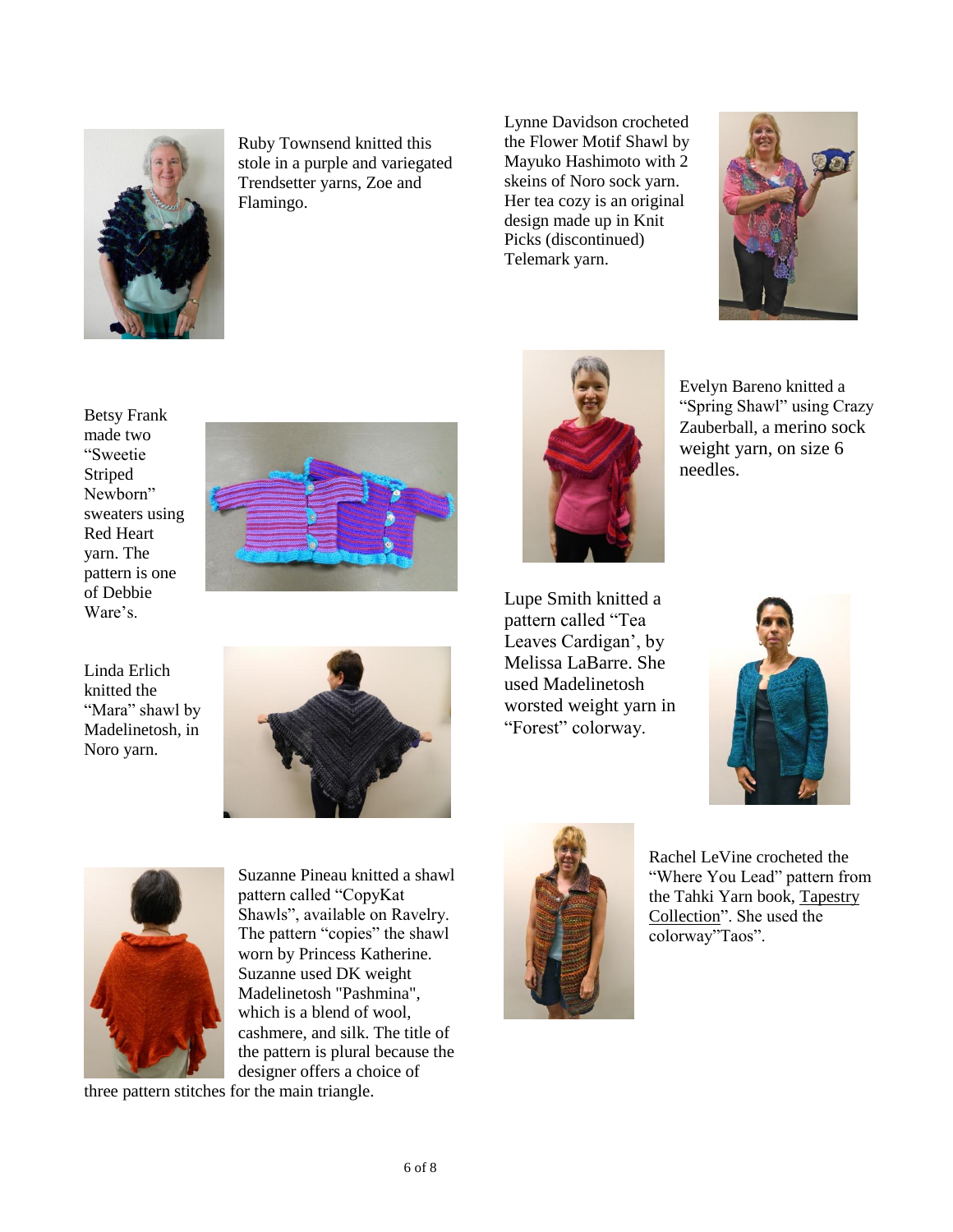Ruby Townsend knitted this stole in a purple and variegated Trendsetter yarns, Zoe and Flamingo.

Lynne Davidson crocheted the Flower Motif Shawl by Mayuko Hashimoto with 2 skeins of Noro sock yarn. Her tea cozy is an original design made up in Knit Picks (discontinued) Telemark yarn.

Betsy Frank made two "Sweetie Striped Newborn" sweaters using Red Heart yarn. The pattern is one of Debbie Ware's.

Evelyn Bareno knitted a "Spring Shawl" using Crazy Zauberball, a merino sock weight yarn, on size 6 needles.

Linda Erlich knitted the "Mara" shawl by Madelinetosh, in Noro yarn.

Lupe Smith knitted a pattern called "Tea Leaves Cardigan', by Melissa LaBarre. She used Madelinetosh worsted weight yarn in "Forest" colorway.

Suzanne Pineau knitted a shawl pattern called "CopyKat Shawls", available on Ravelry. The pattern "copies" the shawl worn by Princess Katherine. Suzanne used DK weight Madelinetosh "Pashmina", which is a blend of wool, cashmere, and silk. The title of the pattern is plural because the designer offers a choice of three pattern stitches for the main triangle.

Rachel LeVine crocheted the "Where You Lead" pattern from the Tahki Yarn book, Tapestry Collection". She used the colorway"Taos".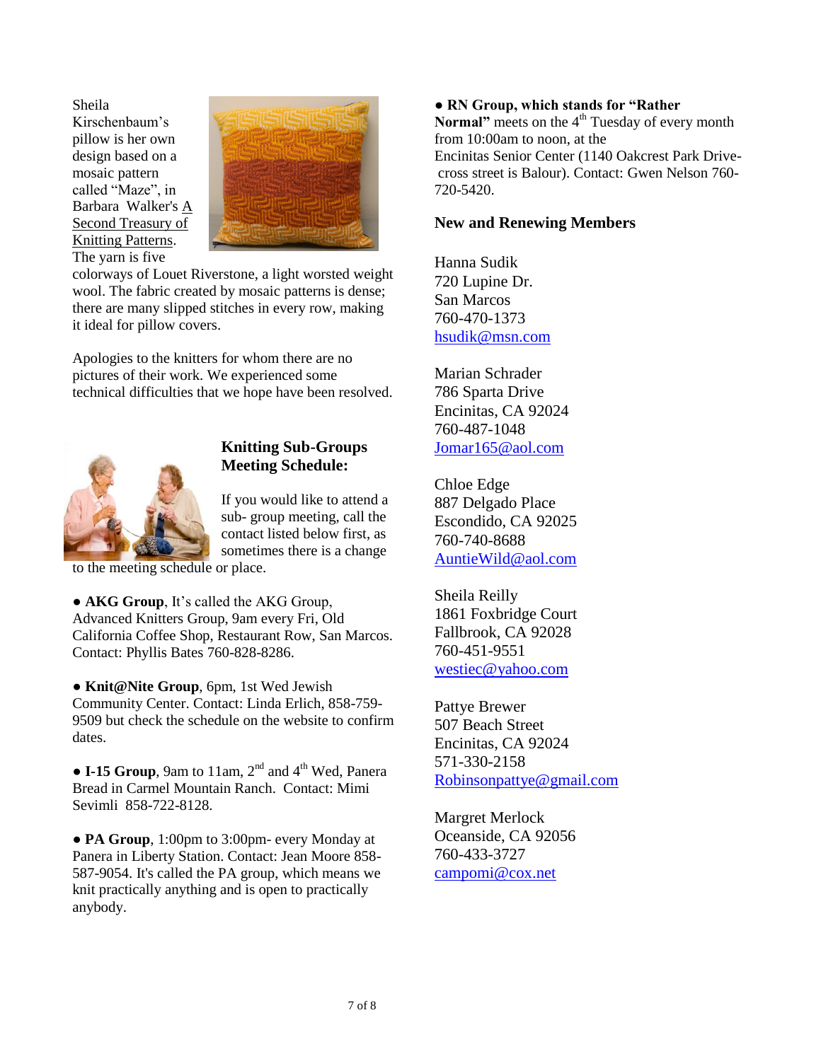Sheila Kirschenbaum's pillow is her own design based on a mosaic pattern called "Maze", in Barbara Walker's A Second Treasury of Knitting Patterns. The yarn is five colorways of Louet Riverstone, a light worsted weight wool. The fabric created by mosaic patterns is dense; there are many slipped stitches in every row, making it ideal for pillow covers.

Apologies to the knitters for whom there are no pictures of their work. We experienced some technical difficulties that we hope have been resolved.

## Knitting Sub-Groups Meeting Schedule:

If you would like to attend a sub- group meeting, call the contact listed below first, as sometimes there is a change to the meeting schedule or place.

- **AKG Group**, It's called the AKG Group, Advanced Knitters Group, 9am every Fri, Old California Coffee Shop, Restaurant Row, San Marcos. Contact: Phyllis Bates 760-828-8286.

- **Knit@Nite Group**, 6pm, 1st Wed Jewish Community Center. Contact: Linda Erlich, 858-759-9509 but check the schedule on the website to confirm dates.

- **I-15 Group**, 9am to 11am, 2nd and 4th Wed, Panera Bread in Carmel Mountain Ranch. Contact: Mimi Sevimli 858-722-8128.

- **PA Group**, 1:00pm to 3:00pm- every Monday at Panera in Liberty Station. Contact: Jean Moore 858-587-9054. It's called the PA group, which means we knit practically anything and is open to practically anybody.

- **RN Group, which stands for "Rather Normal"** meets on the 4th Tuesday of every month from 10:00am to noon, at the Encinitas Senior Center (1140 Oakcrest Park Drive- cross street is Balour). Contact: Gwen Nelson 760-720-5420.

## New and Renewing Members

Hanna Sudik
720 Lupine Dr.
San Marcos
760-470-1373
hsudik@msn.com

Marian Schrader
786 Sparta Drive
Encinitas, CA 92024
760-487-1048
Jomar165@aol.com

Chloe Edge
887 Delgado Place
Escondido, CA 92025
760-740-8688
AuntieWild@aol.com

Sheila Reilly
1861 Foxbridge Court
Fallbrook, CA 92028
760-451-9551
westiec@yahoo.com

Pattye Brewer
507 Beach Street
Encinitas, CA 92024
571-330-2158
Robinsonpattye@gmail.com

Margret Merlock
Oceanside, CA 92056
760-433-3727
campomi@cox.net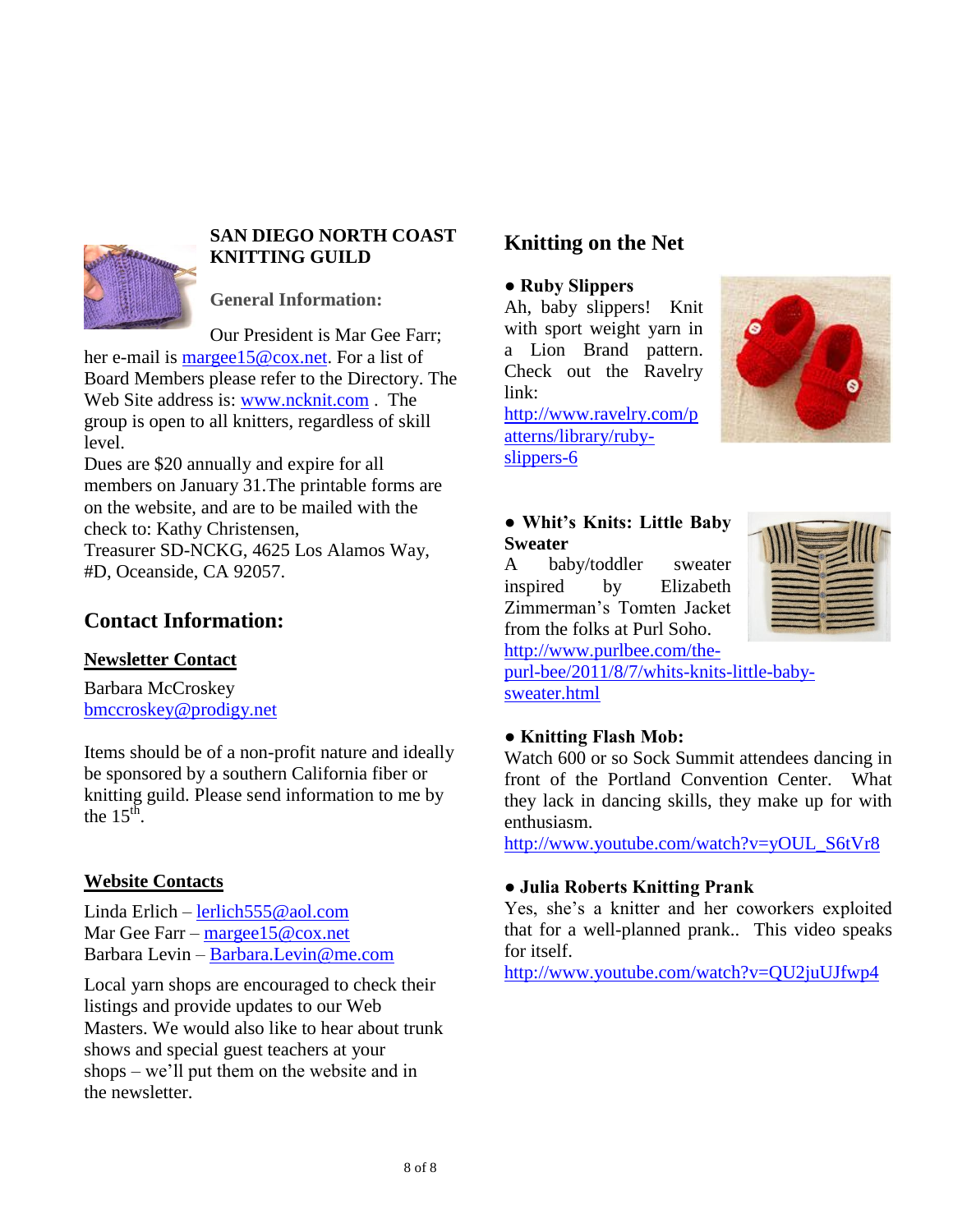## SAN DIEGO NORTH COAST KNITTING GUILD

**General Information:**

Our President is Mar Gee Farr; her e-mail is margee15@cox.net. For a list of Board Members please refer to the Directory. The Web Site address is: www.ncknit.com . The group is open to all knitters, regardless of skill level.

Dues are $20 annually and expire for all members on January 31.The printable forms are on the website, and are to be mailed with the check to: Kathy Christensen, Treasurer SD-NCKG, 4625 Los Alamos Way, #D, Oceanside, CA 92057.

## Contact Information:

**Newsletter Contact**

Barbara McCroskey
bmccroskey@prodigy.net

Items should be of a non-profit nature and ideally be sponsored by a southern California fiber or knitting guild. Please send information to me by the 15th.

**Website Contacts**

Linda Erlich – lerlich555@aol.com
Mar Gee Farr – margee15@cox.net
Barbara Levin – Barbara.Levin@me.com

Local yarn shops are encouraged to check their listings and provide updates to our Web Masters. We would also like to hear about trunk shows and special guest teachers at your shops – we'll put them on the website and in the newsletter.

## Knitting on the Net

● **Ruby Slippers**
Ah, baby slippers! Knit with sport weight yarn in a Lion Brand pattern. Check out the Ravelry link:
http://www.ravelry.com/patterns/library/ruby-slippers-6

● **Whit's Knits: Little Baby Sweater**
A baby/toddler sweater inspired by Elizabeth Zimmerman's Tomten Jacket from the folks at Purl Soho.
http://www.purlbee.com/the-purl-bee/2011/8/7/whits-knits-little-baby-sweater.html

● **Knitting Flash Mob:**
Watch 600 or so Sock Summit attendees dancing in front of the Portland Convention Center. What they lack in dancing skills, they make up for with enthusiasm.
http://www.youtube.com/watch?v=yOUL_S6tVr8

● **Julia Roberts Knitting Prank**
Yes, she's a knitter and her coworkers exploited that for a well-planned prank.. This video speaks for itself.
http://www.youtube.com/watch?v=QU2juUJfwp4